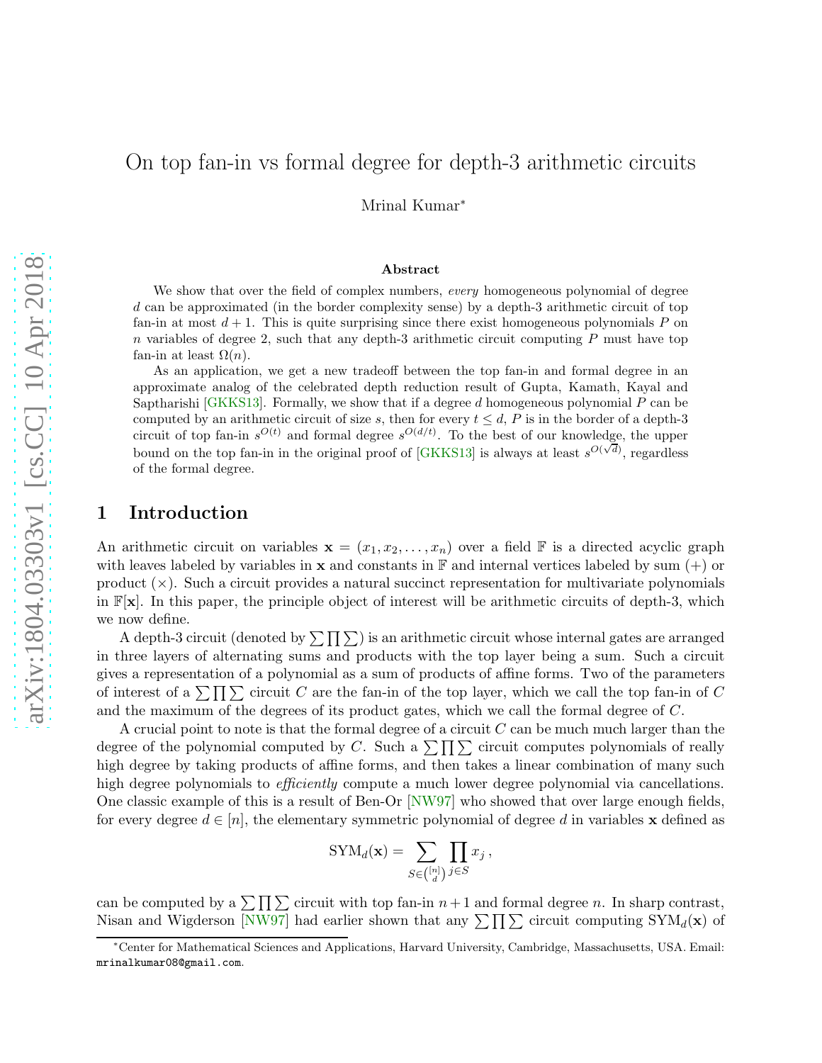# On top fan-in vs formal degree for depth-3 arithmetic circuits

Mrinal Kumar*

### Abstract

We show that over the field of complex numbers, *every* homogeneous polynomial of degree $d$ can be approximated (in the border complexity sense) by a depth-3 arithmetic circuit of top fan-in at most $d+1$. This is quite surprising since there exist homogeneous polynomials $P$ on $n$ variables of degree 2, such that any depth-3 arithmetic circuit computing $P$ must have top fan-in at least $\Omega(n)$.

As an application, we get a new tradeoff between the top fan-in and formal degree in an approximate analog of the celebrated depth reduction result of Gupta, Kamath, Kayal and Saptharishi [GKKS13]. Formally, we show that if a degree $d$ homogeneous polynomial $P$ can be computed by an arithmetic circuit of size $s$, then for every $t \leq d$, $P$ is in the border of a depth-3 circuit of top fan-in $s^{O(t)}$ and formal degree $s^{O(d/t)}$. To the best of our knowledge, the upper bound on the top fan-in in the original proof of [GKKS13] is always at least $s^{O(\sqrt{d})}$, regardless of the formal degree.

## 1 Introduction

An arithmetic circuit on variables $\mathbf{x} = (x_1, x_2, \ldots, x_n)$ over a field $\mathbb{F}$ is a directed acyclic graph with leaves labeled by variables in $\mathbf{x}$ and constants in $\mathbb{F}$ and internal vertices labeled by sum (+) or product (×). Such a circuit provides a natural succinct representation for multivariate polynomials in $\mathbb{F}[\mathbf{x}]$. In this paper, the principle object of interest will be arithmetic circuits of depth-3, which we now define.

A depth-3 circuit (denoted by $\sum\prod\sum$) is an arithmetic circuit whose internal gates are arranged in three layers of alternating sums and products with the top layer being a sum. Such a circuit gives a representation of a polynomial as a sum of products of affine forms. Two of the parameters of interest of a $\sum\prod\sum$ circuit $C$ are the fan-in of the top layer, which we call the top fan-in of $C$ and the maximum of the degrees of its product gates, which we call the formal degree of $C$.

A crucial point to note is that the formal degree of a circuit $C$ can be much much larger than the degree of the polynomial computed by $C$. Such a $\sum\prod\sum$ circuit computes polynomials of really high degree by taking products of affine forms, and then takes a linear combination of many such high degree polynomials to *efficiently* compute a much lower degree polynomial via cancellations. One classic example of this is a result of Ben-Or [NW97] who showed that over large enough fields, for every degree $d \in [n]$, the elementary symmetric polynomial of degree $d$ in variables $\mathbf{x}$ defined as

$$\text{SYM}_d(\mathbf{x}) = \sum_{S \in \binom{[n]}{d}} \prod_{j \in S} x_j \,,$$

can be computed by a $\sum\prod\sum$ circuit with top fan-in $n+1$ and formal degree $n$. In sharp contrast, Nisan and Wigderson [NW97] had earlier shown that any $\sum\prod\sum$ circuit computing $\text{SYM}_d(\mathbf{x})$ of

*Center for Mathematical Sciences and Applications, Harvard University, Cambridge, Massachusetts, USA. Email: mrinalkumar08@gmail.com.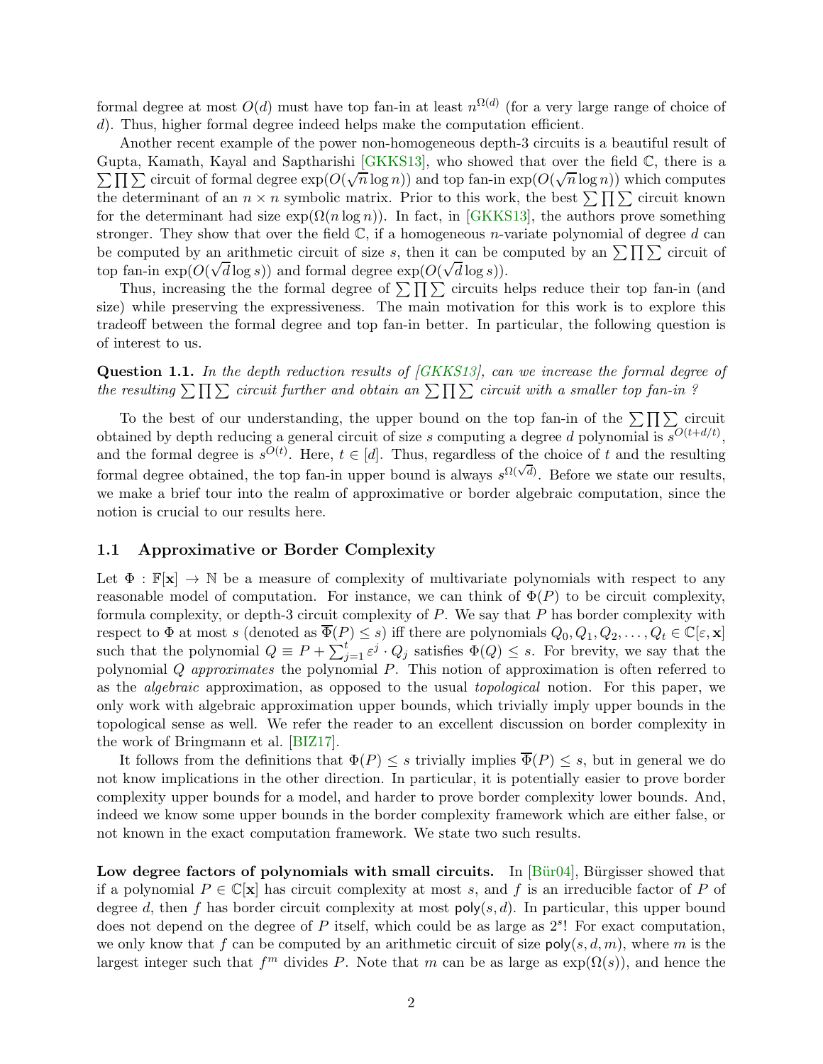formal degree at most $O(d)$ must have top fan-in at least $n^{\Omega(d)}$ (for a very large range of choice of $d$). Thus, higher formal degree indeed helps make the computation efficient.

Another recent example of the power non-homogeneous depth-3 circuits is a beautiful result of Gupta, Kamath, Kayal and Saptharishi [GKKS13], who showed that over the field $\mathbb{C}$, there is a $\sum\prod\sum$ circuit of formal degree $\exp(O(\sqrt{n}\log n))$ and top fan-in $\exp(O(\sqrt{n}\log n))$ which computes the determinant of an $n \times n$ symbolic matrix. Prior to this work, the best $\sum\prod\sum$ circuit known for the determinant had size $\exp(\Omega(n \log n))$. In fact, in [GKKS13], the authors prove something stronger. They show that over the field $\mathbb{C}$, if a homogeneous $n$-variate polynomial of degree $d$ can be computed by an arithmetic circuit of size $s$, then it can be computed by an $\sum\prod\sum$ circuit of top fan-in $\exp(O(\sqrt{d}\log s))$ and formal degree $\exp(O(\sqrt{d}\log s))$.

Thus, increasing the the formal degree of $\sum\prod\sum$ circuits helps reduce their top fan-in (and size) while preserving the expressiveness. The main motivation for this work is to explore this tradeoff between the formal degree and top fan-in better. In particular, the following question is of interest to us.

**Question 1.1.** *In the depth reduction results of [GKKS13], can we increase the formal degree of the resulting $\sum\prod\sum$ circuit further and obtain an $\sum\prod\sum$ circuit with a smaller top fan-in ?*

To the best of our understanding, the upper bound on the top fan-in of the $\sum\prod\sum$ circuit obtained by depth reducing a general circuit of size $s$ computing a degree $d$ polynomial is $s^{O(t+d/t)}$, and the formal degree is $s^{O(t)}$. Here, $t \in [d]$. Thus, regardless of the choice of $t$ and the resulting formal degree obtained, the top fan-in upper bound is always $s^{\Omega(\sqrt{d})}$. Before we state our results, we make a brief tour into the realm of approximative or border algebraic computation, since the notion is crucial to our results here.

## 1.1 Approximative or Border Complexity

Let $\Phi : \mathbb{F}[\mathbf{x}] \to \mathbb{N}$ be a measure of complexity of multivariate polynomials with respect to any reasonable model of computation. For instance, we can think of $\Phi(P)$ to be circuit complexity, formula complexity, or depth-3 circuit complexity of $P$. We say that $P$ has border complexity with respect to $\Phi$ at most $s$ (denoted as $\overline{\Phi}(P) \leq s$) iff there are polynomials $Q_0, Q_1, Q_2, \ldots, Q_t \in \mathbb{C}[\varepsilon, \mathbf{x}]$ such that the polynomial $Q \equiv P + \sum_{j=1}^{t} \varepsilon^j \cdot Q_j$ satisfies $\Phi(Q) \leq s$. For brevity, we say that the polynomial $Q$ *approximates* the polynomial $P$. This notion of approximation is often referred to as the *algebraic* approximation, as opposed to the usual *topological* notion. For this paper, we only work with algebraic approximation upper bounds, which trivially imply upper bounds in the topological sense as well. We refer the reader to an excellent discussion on border complexity in the work of Bringmann et al. [BIZ17].

It follows from the definitions that $\Phi(P) \leq s$ trivially implies $\overline{\Phi}(P) \leq s$, but in general we do not know implications in the other direction. In particular, it is potentially easier to prove border complexity upper bounds for a model, and harder to prove border complexity lower bounds. And, indeed we know some upper bounds in the border complexity framework which are either false, or not known in the exact computation framework. We state two such results.

**Low degree factors of polynomials with small circuits.** In [Bür04], Bürgisser showed that if a polynomial $P \in \mathbb{C}[\mathbf{x}]$ has circuit complexity at most $s$, and $f$ is an irreducible factor of $P$ of degree $d$, then $f$ has border circuit complexity at most $\mathsf{poly}(s, d)$. In particular, this upper bound does not depend on the degree of $P$ itself, which could be as large as $2^s$! For exact computation, we only know that $f$ can be computed by an arithmetic circuit of size $\mathsf{poly}(s, d, m)$, where $m$ is the largest integer such that $f^m$ divides $P$. Note that $m$ can be as large as $\exp(\Omega(s))$, and hence the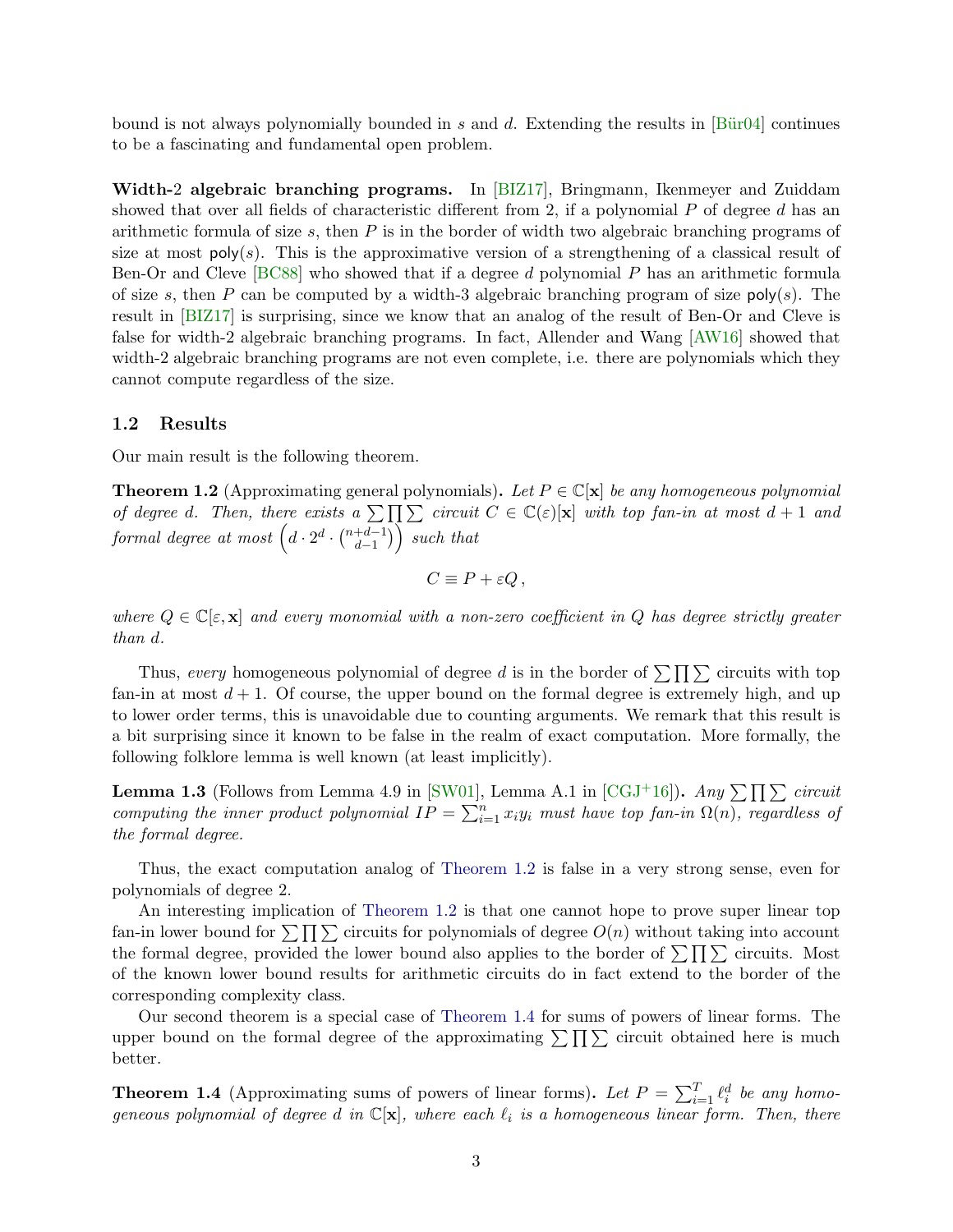bound is not always polynomially bounded in $s$ and $d$. Extending the results in [Bür04] continues to be a fascinating and fundamental open problem.

**Width-2 algebraic branching programs.** In [BIZ17], Bringmann, Ikenmeyer and Zuiddam showed that over all fields of characteristic different from 2, if a polynomial $P$ of degree $d$ has an arithmetic formula of size $s$, then $P$ is in the border of width two algebraic branching programs of size at most $\mathsf{poly}(s)$. This is the approximative version of a strengthening of a classical result of Ben-Or and Cleve [BC88] who showed that if a degree $d$ polynomial $P$ has an arithmetic formula of size $s$, then $P$ can be computed by a width-3 algebraic branching program of size $\mathsf{poly}(s)$. The result in [BIZ17] is surprising, since we know that an analog of the result of Ben-Or and Cleve is false for width-2 algebraic branching programs. In fact, Allender and Wang [AW16] showed that width-2 algebraic branching programs are not even complete, i.e. there are polynomials which they cannot compute regardless of the size.

### 1.2 Results

Our main result is the following theorem.

**Theorem 1.2** (Approximating general polynomials)**.** *Let $P \in \mathbb{C}[\mathbf{x}]$ be any homogeneous polynomial of degree $d$. Then, there exists a $\sum\prod\sum$ circuit $C \in \mathbb{C}(\varepsilon)[\mathbf{x}]$ with top fan-in at most $d+1$ and formal degree at most $\left(d \cdot 2^d \cdot \binom{n+d-1}{d-1}\right)$ such that*

$$C \equiv P + \varepsilon Q\,,$$

*where $Q \in \mathbb{C}[\varepsilon, \mathbf{x}]$ and every monomial with a non-zero coefficient in $Q$ has degree strictly greater than $d$.*

Thus, *every* homogeneous polynomial of degree $d$ is in the border of $\sum\prod\sum$ circuits with top fan-in at most $d+1$. Of course, the upper bound on the formal degree is extremely high, and up to lower order terms, this is unavoidable due to counting arguments. We remark that this result is a bit surprising since it known to be false in the realm of exact computation. More formally, the following folklore lemma is well known (at least implicitly).

**Lemma 1.3** (Follows from Lemma 4.9 in [SW01], Lemma A.1 in [CGJ+16])**.** *Any $\sum\prod\sum$ circuit computing the inner product polynomial $IP = \sum_{i=1}^{n} x_i y_i$ must have top fan-in $\Omega(n)$, regardless of the formal degree.*

Thus, the exact computation analog of Theorem 1.2 is false in a very strong sense, even for polynomials of degree 2.

An interesting implication of Theorem 1.2 is that one cannot hope to prove super linear top fan-in lower bound for $\sum\prod\sum$ circuits for polynomials of degree $O(n)$ without taking into account the formal degree, provided the lower bound also applies to the border of $\sum\prod\sum$ circuits. Most of the known lower bound results for arithmetic circuits do in fact extend to the border of the corresponding complexity class.

Our second theorem is a special case of Theorem 1.4 for sums of powers of linear forms. The upper bound on the formal degree of the approximating $\sum\prod\sum$ circuit obtained here is much better.

**Theorem 1.4** (Approximating sums of powers of linear forms)**.** *Let $P = \sum_{i=1}^{T} \ell_i^d$ be any homogeneous polynomial of degree $d$ in $\mathbb{C}[\mathbf{x}]$, where each $\ell_i$ is a homogeneous linear form. Then, there*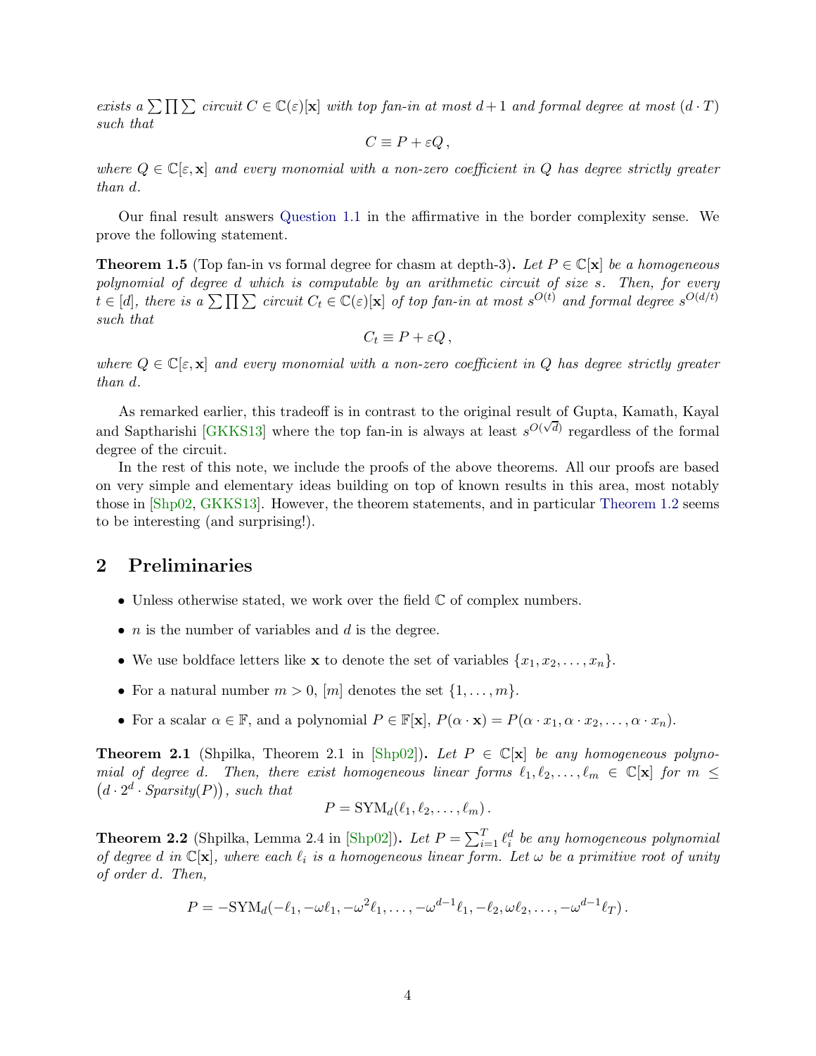*exists a $\sum\prod\sum$ circuit $C \in \mathbb{C}(\varepsilon)[\mathbf{x}]$ with top fan-in at most $d+1$ and formal degree at most $(d \cdot T)$ such that*

$$C \equiv P + \varepsilon Q\,,$$

*where $Q \in \mathbb{C}[\varepsilon, \mathbf{x}]$ and every monomial with a non-zero coefficient in $Q$ has degree strictly greater than $d$.*

Our final result answers Question 1.1 in the affirmative in the border complexity sense. We prove the following statement.

**Theorem 1.5** (Top fan-in vs formal degree for chasm at depth-3)**.** *Let $P \in \mathbb{C}[\mathbf{x}]$ be a homogeneous polynomial of degree $d$ which is computable by an arithmetic circuit of size $s$. Then, for every $t \in [d]$, there is a $\sum\prod\sum$ circuit $C_t \in \mathbb{C}(\varepsilon)[\mathbf{x}]$ of top fan-in at most $s^{O(t)}$ and formal degree $s^{O(d/t)}$ such that*

$$C_t \equiv P + \varepsilon Q\,,$$

*where $Q \in \mathbb{C}[\varepsilon, \mathbf{x}]$ and every monomial with a non-zero coefficient in $Q$ has degree strictly greater than $d$.*

As remarked earlier, this tradeoff is in contrast to the original result of Gupta, Kamath, Kayal and Saptharishi [GKKS13] where the top fan-in is always at least $s^{O(\sqrt{d})}$ regardless of the formal degree of the circuit.

In the rest of this note, we include the proofs of the above theorems. All our proofs are based on very simple and elementary ideas building on top of known results in this area, most notably those in [Shp02, GKKS13]. However, the theorem statements, and in particular Theorem 1.2 seems to be interesting (and surprising!).

## 2 Preliminaries

- Unless otherwise stated, we work over the field $\mathbb{C}$ of complex numbers.
- $n$ is the number of variables and $d$ is the degree.
- We use boldface letters like $\mathbf{x}$ to denote the set of variables $\{x_1, x_2, \ldots, x_n\}$.
- For a natural number $m > 0$, $[m]$ denotes the set $\{1, \ldots, m\}$.
- For a scalar $\alpha \in \mathbb{F}$, and a polynomial $P \in \mathbb{F}[\mathbf{x}]$, $P(\alpha \cdot \mathbf{x}) = P(\alpha \cdot x_1, \alpha \cdot x_2, \ldots, \alpha \cdot x_n)$.

**Theorem 2.1** (Shpilka, Theorem 2.1 in [Shp02])**.** *Let $P \in \mathbb{C}[\mathbf{x}]$ be any homogeneous polynomial of degree $d$. Then, there exist homogeneous linear forms $\ell_1, \ell_2, \ldots, \ell_m \in \mathbb{C}[\mathbf{x}]$ for $m \le (d \cdot 2^d \cdot \text{Sparsity}(P))$, such that*

$$P = \mathrm{SYM}_d(\ell_1, \ell_2, \ldots, \ell_m)\,.$$

**Theorem 2.2** (Shpilka, Lemma 2.4 in [Shp02])**.** *Let $P = \sum_{i=1}^{T} \ell_i^d$ be any homogeneous polynomial of degree $d$ in $\mathbb{C}[\mathbf{x}]$, where each $\ell_i$ is a homogeneous linear form. Let $\omega$ be a primitive root of unity of order $d$. Then,*

$$P = -\mathrm{SYM}_d(-\ell_1, -\omega\ell_1, -\omega^2\ell_1, \ldots, -\omega^{d-1}\ell_1, -\ell_2, \omega\ell_2, \ldots, -\omega^{d-1}\ell_T)\,.$$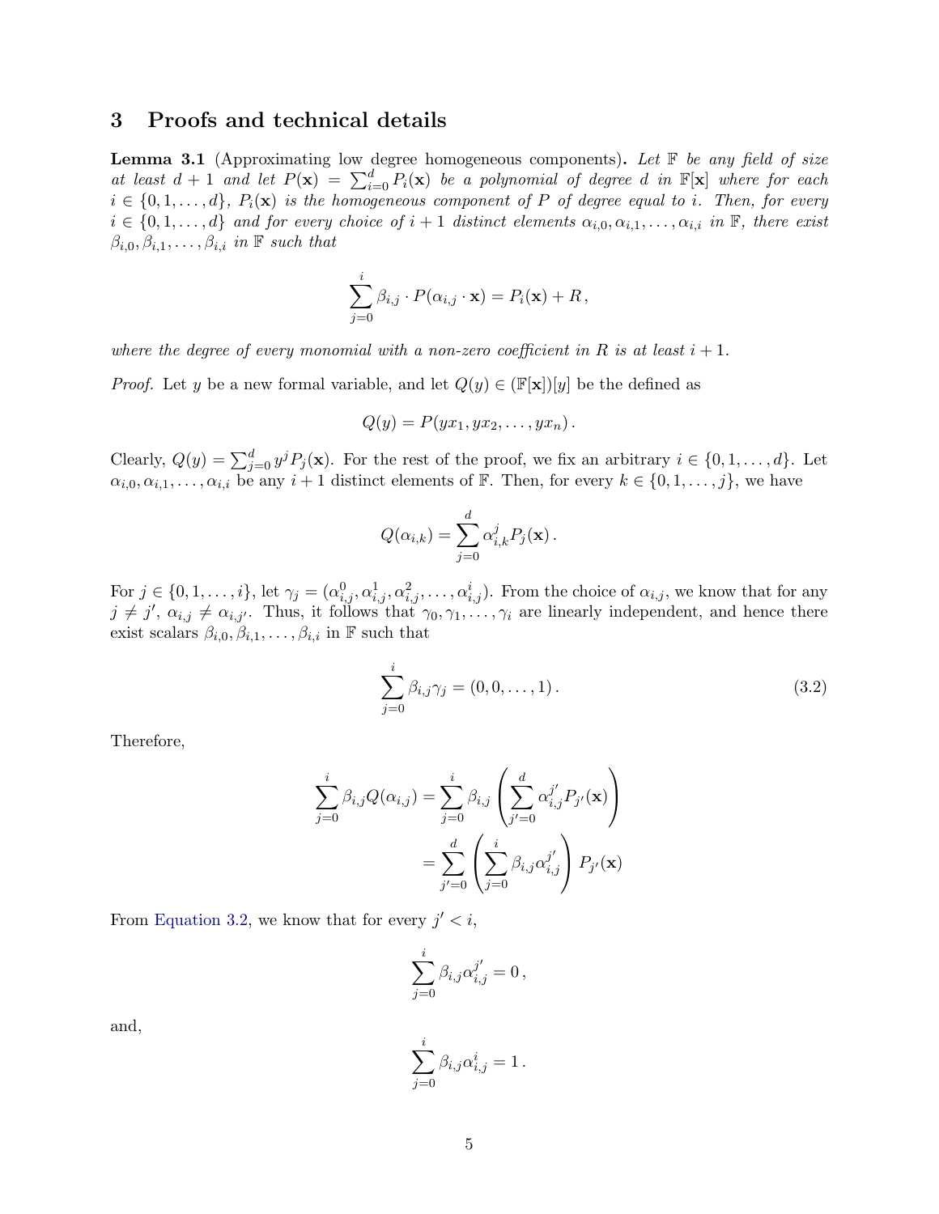## 3 Proofs and technical details

**Lemma 3.1** (Approximating low degree homogeneous components)**.** *Let $\mathbb{F}$ be any field of size at least $d+1$ and let $P(\mathbf{x}) = \sum_{i=0}^{d} P_i(\mathbf{x})$ be a polynomial of degree $d$ in $\mathbb{F}[\mathbf{x}]$ where for each $i \in \{0, 1, \ldots, d\}$, $P_i(\mathbf{x})$ is the homogeneous component of $P$ of degree equal to $i$. Then, for every $i \in \{0, 1, \ldots, d\}$ and for every choice of $i+1$ distinct elements $\alpha_{i,0}, \alpha_{i,1}, \ldots, \alpha_{i,i}$ in $\mathbb{F}$, there exist $\beta_{i,0}, \beta_{i,1}, \ldots, \beta_{i,i}$ in $\mathbb{F}$ such that*

$$\sum_{j=0}^{i} \beta_{i,j} \cdot P(\alpha_{i,j} \cdot \mathbf{x}) = P_i(\mathbf{x}) + R\,,$$

*where the degree of every monomial with a non-zero coefficient in $R$ is at least $i+1$.*

*Proof.* Let $y$ be a new formal variable, and let $Q(y) \in (\mathbb{F}[\mathbf{x}])[y]$ be the defined as

$$Q(y) = P(yx_1, yx_2, \ldots, yx_n)\,.$$

Clearly, $Q(y) = \sum_{j=0}^{d} y^j P_j(\mathbf{x})$. For the rest of the proof, we fix an arbitrary $i \in \{0, 1, \ldots, d\}$. Let $\alpha_{i,0}, \alpha_{i,1}, \ldots, \alpha_{i,i}$ be any $i+1$ distinct elements of $\mathbb{F}$. Then, for every $k \in \{0, 1, \ldots, j\}$, we have

$$Q(\alpha_{i,k}) = \sum_{j=0}^{d} \alpha_{i,k}^{j} P_j(\mathbf{x})\,.$$

For $j \in \{0, 1, \ldots, i\}$, let $\gamma_j = (\alpha_{i,j}^0, \alpha_{i,j}^1, \alpha_{i,j}^2, \ldots, \alpha_{i,j}^i)$. From the choice of $\alpha_{i,j}$, we know that for any $j \neq j'$, $\alpha_{i,j} \neq \alpha_{i,j'}$. Thus, it follows that $\gamma_0, \gamma_1, \ldots, \gamma_i$ are linearly independent, and hence there exist scalars $\beta_{i,0}, \beta_{i,1}, \ldots, \beta_{i,i}$ in $\mathbb{F}$ such that

$$\sum_{j=0}^{i} \beta_{i,j} \gamma_j = (0, 0, \ldots, 1)\,. \tag{3.2}$$

Therefore,

$$\begin{aligned}
\sum_{j=0}^{i} \beta_{i,j} Q(\alpha_{i,j}) &= \sum_{j=0}^{i} \beta_{i,j} \left( \sum_{j'=0}^{d} \alpha_{i,j}^{j'} P_{j'}(\mathbf{x}) \right) \\
&= \sum_{j'=0}^{d} \left( \sum_{j=0}^{i} \beta_{i,j} \alpha_{i,j}^{j'} \right) P_{j'}(\mathbf{x})
\end{aligned}$$

From Equation 3.2, we know that for every $j' < i$,

$$\sum_{j=0}^{i} \beta_{i,j} \alpha_{i,j}^{j'} = 0\,,$$

and,

$$\sum_{j=0}^{i} \beta_{i,j} \alpha_{i,j}^{i} = 1\,.$$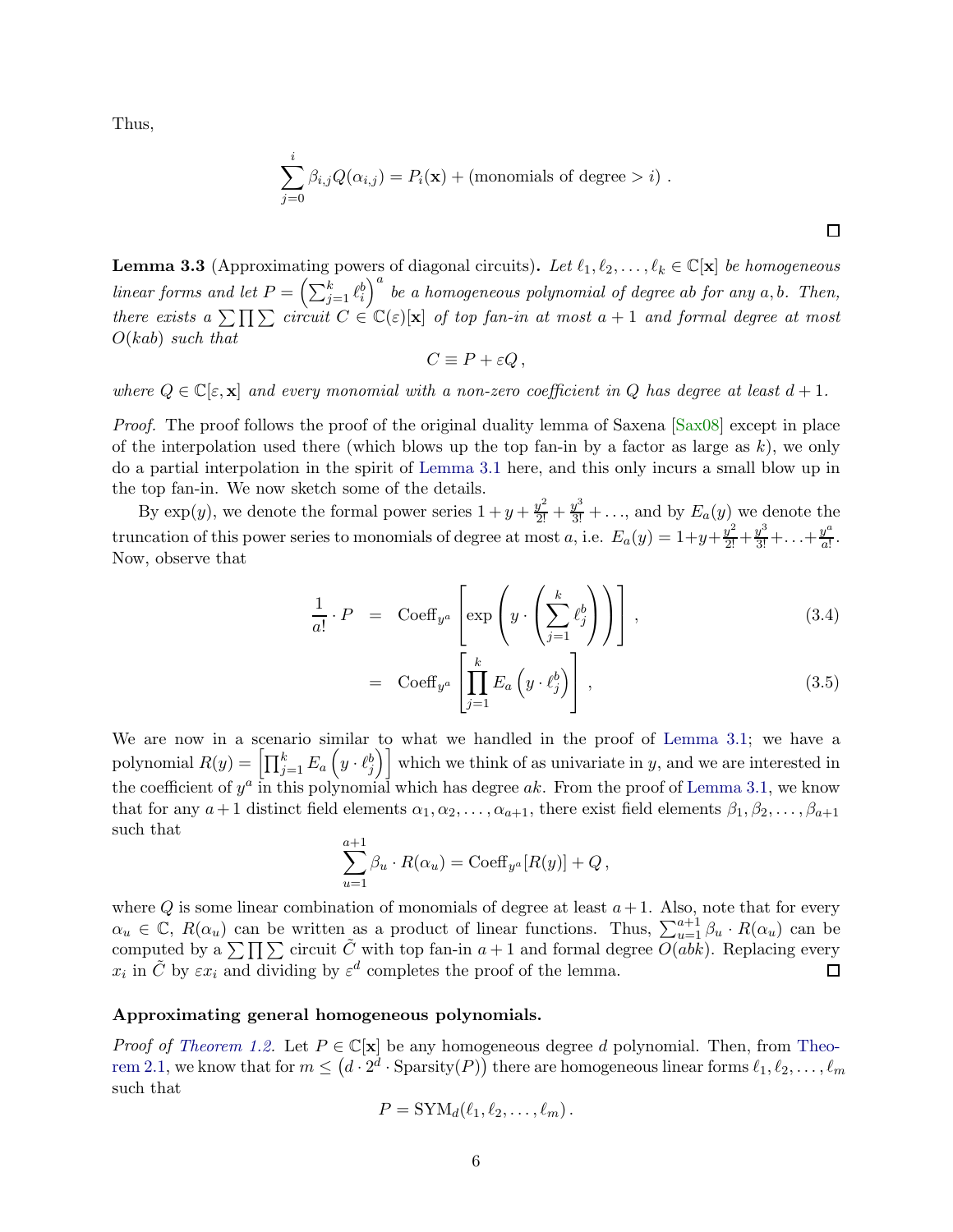Thus,

$$\sum_{j=0}^{i} \beta_{i,j} Q(\alpha_{i,j}) = P_i(\mathbf{x}) + (\text{monomials of degree} > i)\ .$$

□

**Lemma 3.3** (Approximating powers of diagonal circuits)**.** *Let $\ell_1, \ell_2, \ldots, \ell_k \in \mathbb{C}[\mathbf{x}]$ be homogeneous linear forms and let $P = \left(\sum_{j=1}^{k} \ell_i^b\right)^a$ be a homogeneous polynomial of degree $ab$ for any $a, b$. Then, there exists a $\sum\prod\sum$ circuit $C \in \mathbb{C}(\varepsilon)[\mathbf{x}]$ of top fan-in at most $a+1$ and formal degree at most $O(kab)$ such that*

$$C \equiv P + \varepsilon Q\,,$$

*where $Q \in \mathbb{C}[\varepsilon, \mathbf{x}]$ and every monomial with a non-zero coefficient in $Q$ has degree at least $d+1$.*

*Proof.* The proof follows the proof of the original duality lemma of Saxena [Sax08] except in place of the interpolation used there (which blows up the top fan-in by a factor as large as $k$), we only do a partial interpolation in the spirit of Lemma 3.1 here, and this only incurs a small blow up in the top fan-in. We now sketch some of the details.

By $\exp(y)$, we denote the formal power series $1 + y + \frac{y^2}{2!} + \frac{y^3}{3!} + \ldots$, and by $E_a(y)$ we denote the truncation of this power series to monomials of degree at most $a$, i.e. $E_a(y) = 1 + y + \frac{y^2}{2!} + \frac{y^3}{3!} + \ldots + \frac{y^a}{a!}$. Now, observe that

$$\frac{1}{a!} \cdot P = \text{Coeff}_{y^a}\left[\exp\left(y \cdot \left(\sum_{j=1}^{k} \ell_j^b\right)\right)\right], \tag{3.4}$$

$$= \text{Coeff}_{y^a}\left[\prod_{j=1}^{k} E_a\left(y \cdot \ell_j^b\right)\right], \tag{3.5}$$

We are now in a scenario similar to what we handled in the proof of Lemma 3.1; we have a polynomial $R(y) = \left[\prod_{j=1}^{k} E_a\left(y \cdot \ell_j^b\right)\right]$ which we think of as univariate in $y$, and we are interested in the coefficient of $y^a$ in this polynomial which has degree $ak$. From the proof of Lemma 3.1, we know that for any $a+1$ distinct field elements $\alpha_1, \alpha_2, \ldots, \alpha_{a+1}$, there exist field elements $\beta_1, \beta_2, \ldots, \beta_{a+1}$ such that

$$\sum_{u=1}^{a+1} \beta_u \cdot R(\alpha_u) = \text{Coeff}_{y^a}[R(y)] + Q\,,$$

where $Q$ is some linear combination of monomials of degree at least $a+1$. Also, note that for every $\alpha_u \in \mathbb{C}$, $R(\alpha_u)$ can be written as a product of linear functions. Thus, $\sum_{u=1}^{a+1} \beta_u \cdot R(\alpha_u)$ can be computed by a $\sum\prod\sum$ circuit $\tilde{C}$ with top fan-in $a+1$ and formal degree $O(abk)$. Replacing every $x_i$ in $\tilde{C}$ by $\varepsilon x_i$ and dividing by $\varepsilon^d$ completes the proof of the lemma. □

**Approximating general homogeneous polynomials.**

*Proof of Theorem 1.2.* Let $P \in \mathbb{C}[\mathbf{x}]$ be any homogeneous degree $d$ polynomial. Then, from Theorem 2.1, we know that for $m \leq \left(d \cdot 2^d \cdot \text{Sparsity}(P)\right)$ there are homogeneous linear forms $\ell_1, \ell_2, \ldots, \ell_m$ such that

$$P = \text{SYM}_d(\ell_1, \ell_2, \ldots, \ell_m)\,.$$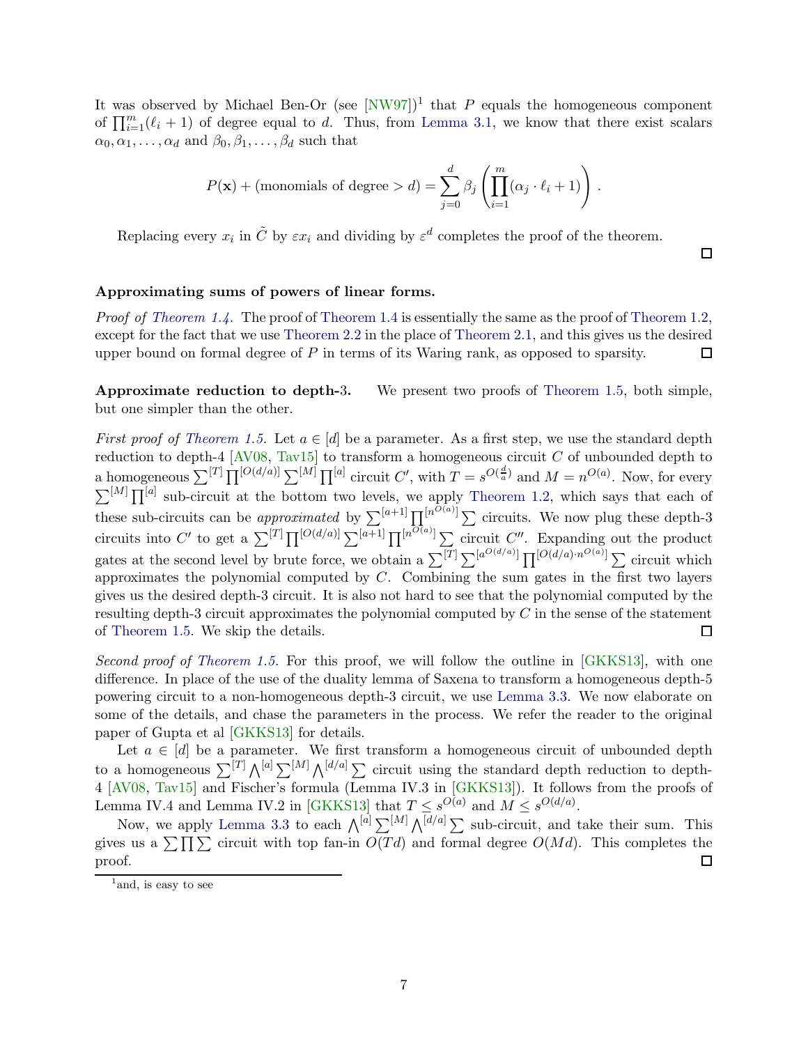It was observed by Michael Ben-Or (see [NW97])[1] that $P$ equals the homogeneous component of $\prod_{i=1}^{m}(\ell_i + 1)$ of degree equal to $d$. Thus, from Lemma 3.1, we know that there exist scalars $\alpha_0, \alpha_1, \ldots, \alpha_d$ and $\beta_0, \beta_1, \ldots, \beta_d$ such that

$$P(\mathbf{x}) + (\text{monomials of degree} > d) = \sum_{j=0}^{d} \beta_j \left( \prod_{i=1}^{m} (\alpha_j \cdot \ell_i + 1) \right).$$

Replacing every $x_i$ in $\tilde{C}$ by $\varepsilon x_i$ and dividing by $\varepsilon^d$ completes the proof of the theorem. □

**Approximating sums of powers of linear forms.**

*Proof of Theorem 1.4.* The proof of Theorem 1.4 is essentially the same as the proof of Theorem 1.2, except for the fact that we use Theorem 2.2 in the place of Theorem 2.1, and this gives us the desired upper bound on formal degree of $P$ in terms of its Waring rank, as opposed to sparsity. □

**Approximate reduction to depth-3.** We present two proofs of Theorem 1.5, both simple, but one simpler than the other.

*First proof of Theorem 1.5.* Let $a \in [d]$ be a parameter. As a first step, we use the standard depth reduction to depth-4 [AV08, Tav15] to transform a homogeneous circuit $C$ of unbounded depth to a homogeneous $\sum^{[T]} \prod^{[O(d/a)]} \sum^{[M]} \prod^{[a]}$ circuit $C'$, with $T = s^{O(\frac{d}{a})}$ and $M = n^{O(a)}$. Now, for every $\sum^{[M]} \prod^{[a]}$ sub-circuit at the bottom two levels, we apply Theorem 1.2, which says that each of these sub-circuits can be *approximated* by $\sum^{[a+1]} \prod^{[n^{O(a)}]} \sum$ circuits. We now plug these depth-3 circuits into $C'$ to get a $\sum^{[T]} \prod^{[O(d/a)]} \sum^{[a+1]} \prod^{[n^{O(a)}]} \sum$ circuit $C''$. Expanding out the product gates at the second level by brute force, we obtain a $\sum^{[T]} \sum^{[a^{O(d/a)}]} \prod^{[O(d/a) \cdot n^{O(a)}]} \sum$ circuit which approximates the polynomial computed by $C$. Combining the sum gates in the first two layers gives us the desired depth-3 circuit. It is also not hard to see that the polynomial computed by the resulting depth-3 circuit approximates the polynomial computed by $C$ in the sense of the statement of Theorem 1.5. We skip the details. □

*Second proof of Theorem 1.5.* For this proof, we will follow the outline in [GKKS13], with one difference. In place of the use of the duality lemma of Saxena to transform a homogeneous depth-5 powering circuit to a non-homogeneous depth-3 circuit, we use Lemma 3.3. We now elaborate on some of the details, and chase the parameters in the process. We refer the reader to the original paper of Gupta et al [GKKS13] for details.

Let $a \in [d]$ be a parameter. We first transform a homogeneous circuit of unbounded depth to a homogeneous $\sum^{[T]} \bigwedge^{[a]} \sum^{[M]} \bigwedge^{[d/a]} \sum$ circuit using the standard depth reduction to depth-4 [AV08, Tav15] and Fischer's formula (Lemma IV.3 in [GKKS13]). It follows from the proofs of Lemma IV.4 and Lemma IV.2 in [GKKS13] that $T \leq s^{O(a)}$ and $M \leq s^{O(d/a)}$.

Now, we apply Lemma 3.3 to each $\bigwedge^{[a]} \sum^{[M]} \bigwedge^{[d/a]} \sum$ sub-circuit, and take their sum. This gives us a $\sum \prod \sum$ circuit with top fan-in $O(Td)$ and formal degree $O(Md)$. This completes the proof. □

[1] and, is easy to see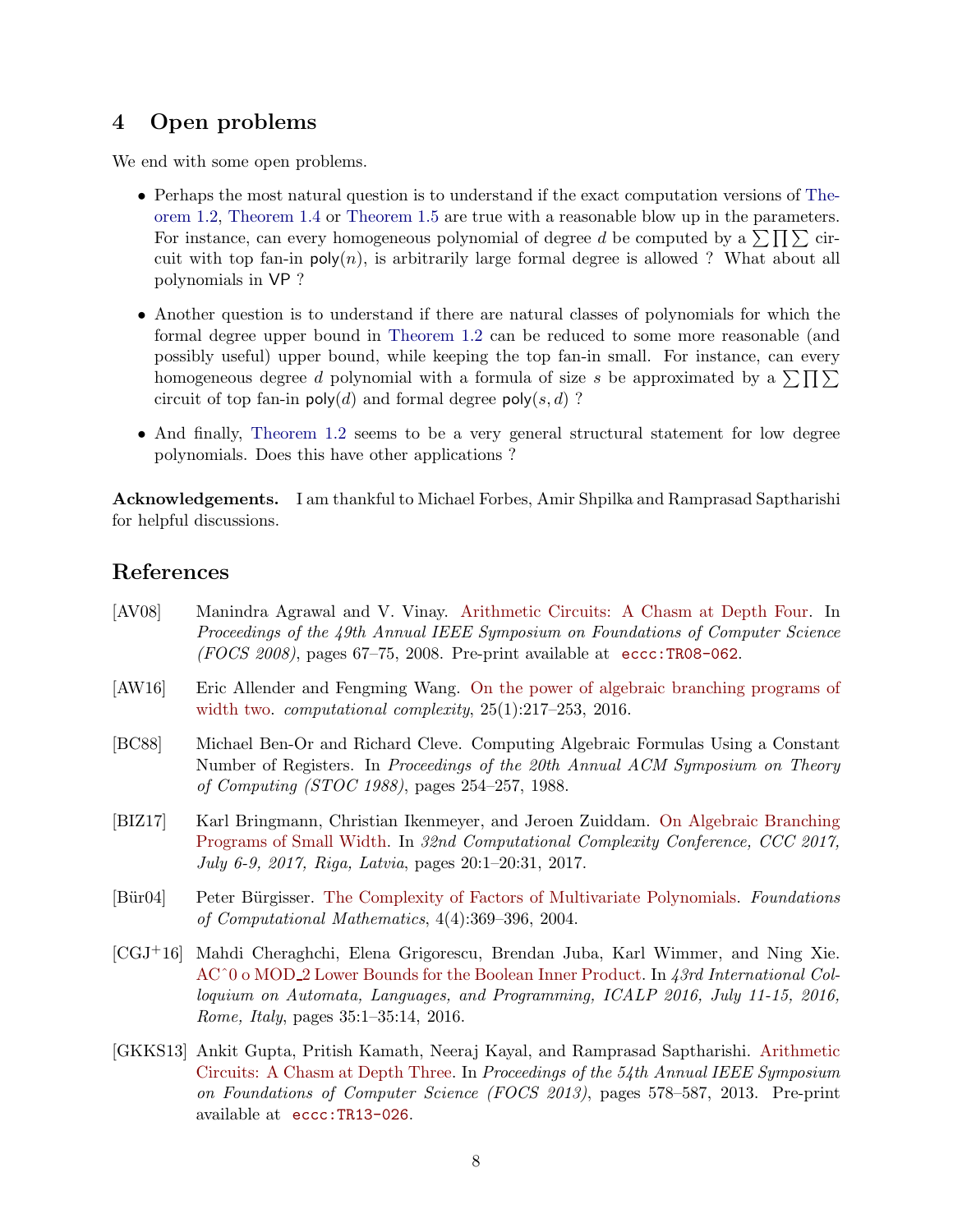## 4 Open problems

We end with some open problems.

- Perhaps the most natural question is to understand if the exact computation versions of Theorem 1.2, Theorem 1.4 or Theorem 1.5 are true with a reasonable blow up in the parameters. For instance, can every homogeneous polynomial of degree $d$ be computed by a $\sum\prod\sum$ circuit with top fan-in $\mathsf{poly}(n)$, is arbitrarily large formal degree is allowed ? What about all polynomials in $\mathsf{VP}$ ?
- Another question is to understand if there are natural classes of polynomials for which the formal degree upper bound in Theorem 1.2 can be reduced to some more reasonable (and possibly useful) upper bound, while keeping the top fan-in small. For instance, can every homogeneous degree $d$ polynomial with a formula of size $s$ be approximated by a $\sum\prod\sum$ circuit of top fan-in $\mathsf{poly}(d)$ and formal degree $\mathsf{poly}(s, d)$ ?
- And finally, Theorem 1.2 seems to be a very general structural statement for low degree polynomials. Does this have other applications ?

**Acknowledgements.** I am thankful to Michael Forbes, Amir Shpilka and Ramprasad Saptharishi for helpful discussions.

## References

[AV08] Manindra Agrawal and V. Vinay. Arithmetic Circuits: A Chasm at Depth Four. In *Proceedings of the 49th Annual IEEE Symposium on Foundations of Computer Science (FOCS 2008)*, pages 67–75, 2008. Pre-print available at `eccc:TR08-062`.

[AW16] Eric Allender and Fengming Wang. On the power of algebraic branching programs of width two. *computational complexity*, 25(1):217–253, 2016.

[BC88] Michael Ben-Or and Richard Cleve. Computing Algebraic Formulas Using a Constant Number of Registers. In *Proceedings of the 20th Annual ACM Symposium on Theory of Computing (STOC 1988)*, pages 254–257, 1988.

[BIZ17] Karl Bringmann, Christian Ikenmeyer, and Jeroen Zuiddam. On Algebraic Branching Programs of Small Width. In *32nd Computational Complexity Conference, CCC 2017, July 6-9, 2017, Riga, Latvia*, pages 20:1–20:31, 2017.

[Bür04] Peter Bürgisser. The Complexity of Factors of Multivariate Polynomials. *Foundations of Computational Mathematics*, 4(4):369–396, 2004.

[CGJ+16] Mahdi Cheraghchi, Elena Grigorescu, Brendan Juba, Karl Wimmer, and Ning Xie. ACˆ0 o MOD_2 Lower Bounds for the Boolean Inner Product. In *43rd International Colloquium on Automata, Languages, and Programming, ICALP 2016, July 11-15, 2016, Rome, Italy*, pages 35:1–35:14, 2016.

[GKKS13] Ankit Gupta, Pritish Kamath, Neeraj Kayal, and Ramprasad Saptharishi. Arithmetic Circuits: A Chasm at Depth Three. In *Proceedings of the 54th Annual IEEE Symposium on Foundations of Computer Science (FOCS 2013)*, pages 578–587, 2013. Pre-print available at `eccc:TR13-026`.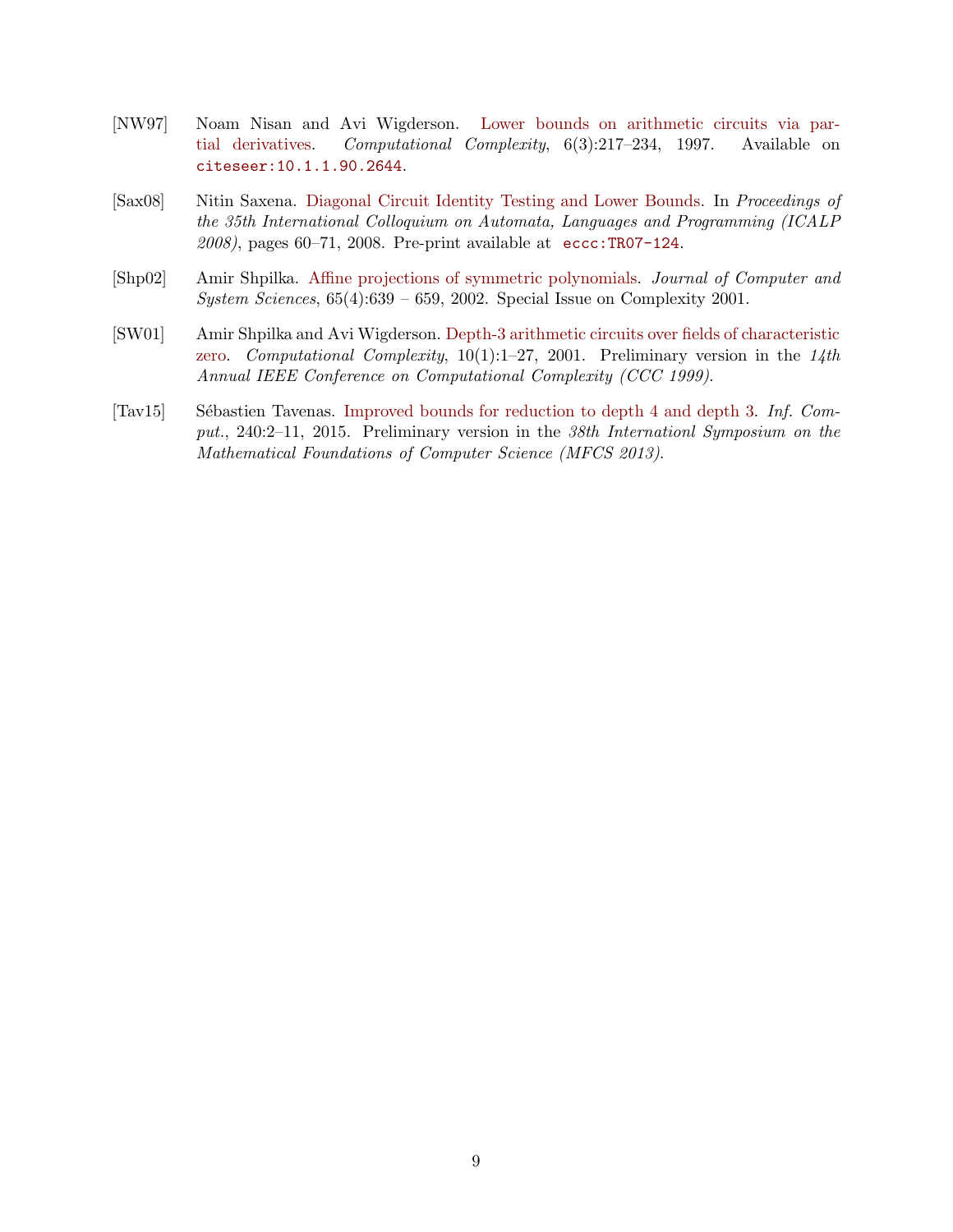[NW97] Noam Nisan and Avi Wigderson. Lower bounds on arithmetic circuits via partial derivatives. *Computational Complexity*, 6(3):217–234, 1997. Available on `citeseer:10.1.1.90.2644`.

[Sax08] Nitin Saxena. Diagonal Circuit Identity Testing and Lower Bounds. In *Proceedings of the 35th International Colloquium on Automata, Languages and Programming (ICALP 2008)*, pages 60–71, 2008. Pre-print available at `eccc:TR07-124`.

[Shp02] Amir Shpilka. Affine projections of symmetric polynomials. *Journal of Computer and System Sciences*, 65(4):639 – 659, 2002. Special Issue on Complexity 2001.

[SW01] Amir Shpilka and Avi Wigderson. Depth-3 arithmetic circuits over fields of characteristic zero. *Computational Complexity*, 10(1):1–27, 2001. Preliminary version in the *14th Annual IEEE Conference on Computational Complexity (CCC 1999)*.

[Tav15] Sébastien Tavenas. Improved bounds for reduction to depth 4 and depth 3. *Inf. Comput.*, 240:2–11, 2015. Preliminary version in the *38th Internationl Symposium on the Mathematical Foundations of Computer Science (MFCS 2013)*.